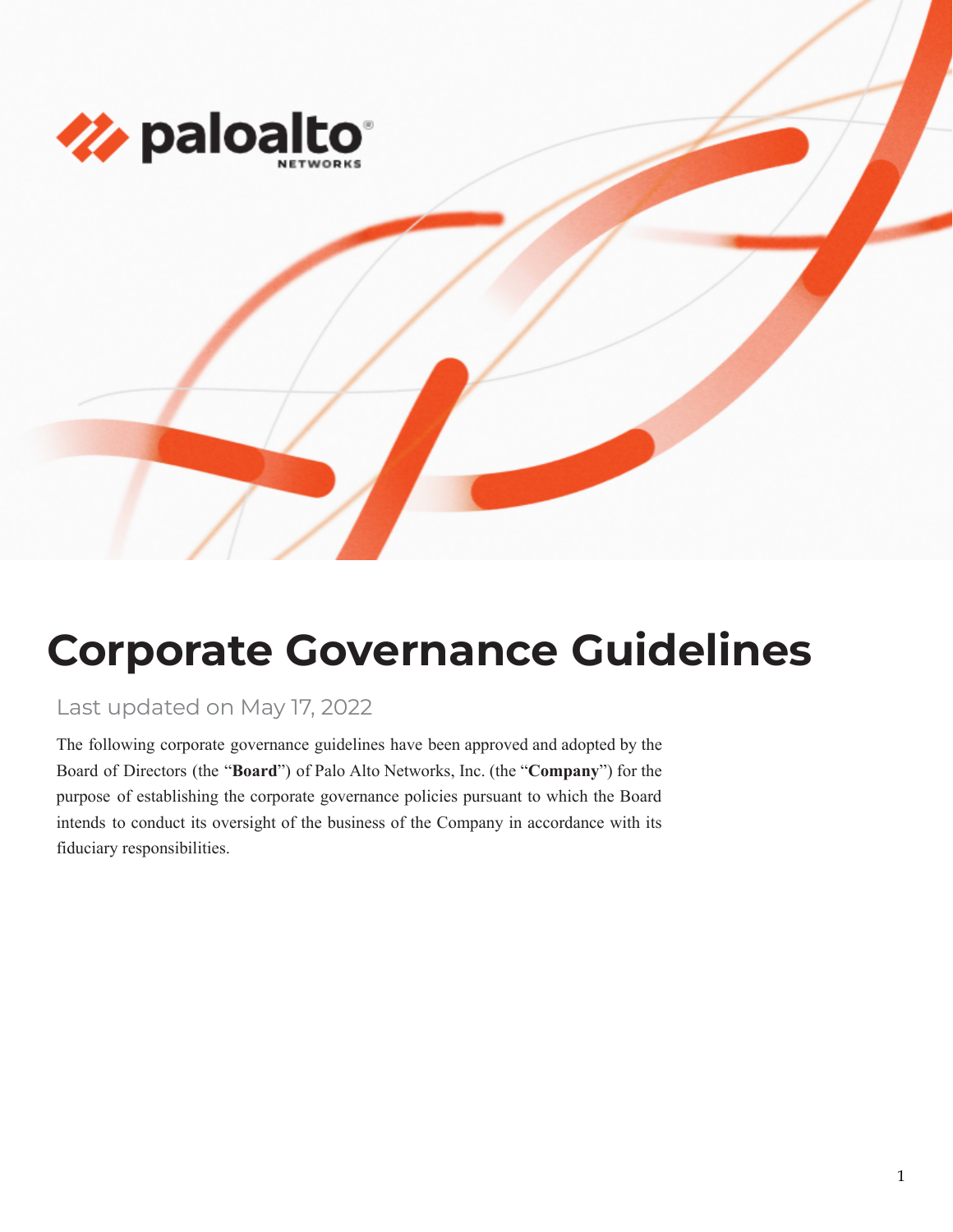# Corporate Governance Guidelines

Last updated on May 17, 2022

The following corporate governance guidelines have been approved and adopted by the Board of Directors (the "**Board**") of Palo Alto Networks, Inc. (the "**Company**") for the purpose of establishing the corporate governance policies pursuant to which the Board intends to conduct its oversight of the business of the Company in accordance with its fiduciary responsibilities.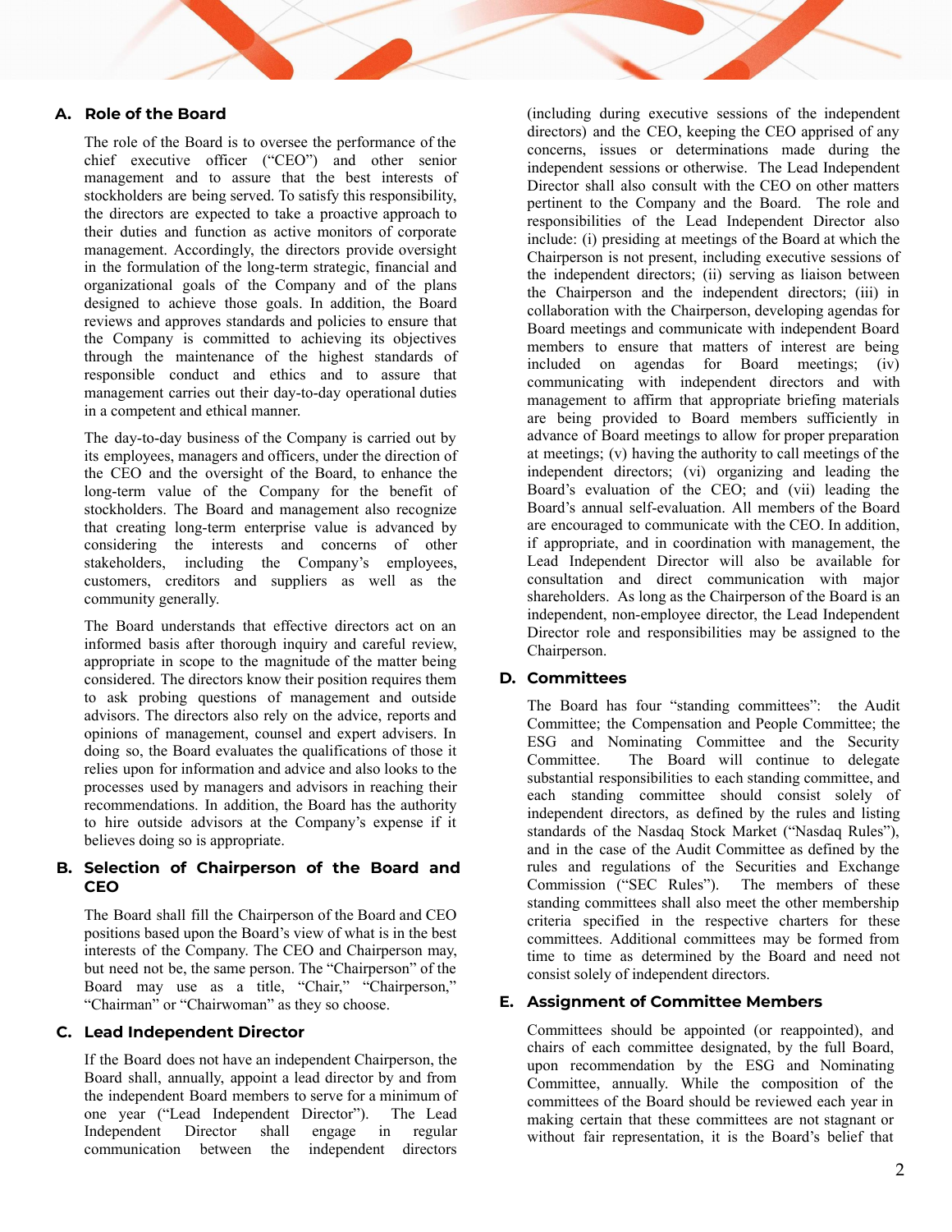## A. Role of the Board

The role of the Board is to oversee the performance of the chief executive officer ("CEO") and other senior management and to assure that the best interests of stockholders are being served. To satisfy this responsibility, the directors are expected to take a proactive approach to their duties and function as active monitors of corporate management. Accordingly, the directors provide oversight in the formulation of the long-term strategic, financial and organizational goals of the Company and of the plans designed to achieve those goals. In addition, the Board reviews and approves standards and policies to ensure that the Company is committed to achieving its objectives through the maintenance of the highest standards of responsible conduct and ethics and to assure that management carries out their day-to-day operational duties in a competent and ethical manner.

The day-to-day business of the Company is carried out by its employees, managers and officers, under the direction of the CEO and the oversight of the Board, to enhance the long-term value of the Company for the benefit of stockholders. The Board and management also recognize that creating long-term enterprise value is advanced by considering the interests and concerns of other stakeholders, including the Company's employees, customers, creditors and suppliers as well as the community generally.

The Board understands that effective directors act on an informed basis after thorough inquiry and careful review, appropriate in scope to the magnitude of the matter being considered. The directors know their position requires them to ask probing questions of management and outside advisors. The directors also rely on the advice, reports and opinions of management, counsel and expert advisers. In doing so, the Board evaluates the qualifications of those it relies upon for information and advice and also looks to the processes used by managers and advisors in reaching their recommendations. In addition, the Board has the authority to hire outside advisors at the Company's expense if it believes doing so is appropriate.

## B. Selection of Chairperson of the Board and CEO

The Board shall fill the Chairperson of the Board and CEO positions based upon the Board's view of what is in the best interests of the Company. The CEO and Chairperson may, but need not be, the same person. The "Chairperson" of the Board may use as a title, "Chair," "Chairperson," "Chairman" or "Chairwoman" as they so choose.

## C. Lead Independent Director

If the Board does not have an independent Chairperson, the Board shall, annually, appoint a lead director by and from the independent Board members to serve for a minimum of one year ("Lead Independent Director"). The Lead Independent Director shall engage in regular communication between the independent directors (including during executive sessions of the independent directors) and the CEO, keeping the CEO apprised of any concerns, issues or determinations made during the independent sessions or otherwise. The Lead Independent Director shall also consult with the CEO on other matters pertinent to the Company and the Board. The role and responsibilities of the Lead Independent Director also include: (i) presiding at meetings of the Board at which the Chairperson is not present, including executive sessions of the independent directors; (ii) serving as liaison between the Chairperson and the independent directors; (iii) in collaboration with the Chairperson, developing agendas for Board meetings and communicate with independent Board members to ensure that matters of interest are being included on agendas for Board meetings; (iv) communicating with independent directors and with management to affirm that appropriate briefing materials are being provided to Board members sufficiently in advance of Board meetings to allow for proper preparation at meetings; (v) having the authority to call meetings of the independent directors; (vi) organizing and leading the Board's evaluation of the CEO; and (vii) leading the Board's annual self-evaluation. All members of the Board are encouraged to communicate with the CEO. In addition, if appropriate, and in coordination with management, the Lead Independent Director will also be available for consultation and direct communication with major shareholders. As long as the Chairperson of the Board is an independent, non-employee director, the Lead Independent Director role and responsibilities may be assigned to the Chairperson.

## D. Committees

The Board has four "standing committees": the Audit Committee; the Compensation and People Committee; the ESG and Nominating Committee and the Security Committee. The Board will continue to delegate substantial responsibilities to each standing committee, and each standing committee should consist solely of independent directors, as defined by the rules and listing standards of the Nasdaq Stock Market ("Nasdaq Rules"), and in the case of the Audit Committee as defined by the rules and regulations of the Securities and Exchange Commission ("SEC Rules"). The members of these standing committees shall also meet the other membership criteria specified in the respective charters for these committees. Additional committees may be formed from time to time as determined by the Board and need not consist solely of independent directors.

## E. Assignment of Committee Members

Committees should be appointed (or reappointed), and chairs of each committee designated, by the full Board, upon recommendation by the ESG and Nominating Committee, annually. While the composition of the committees of the Board should be reviewed each year in making certain that these committees are not stagnant or without fair representation, it is the Board's belief that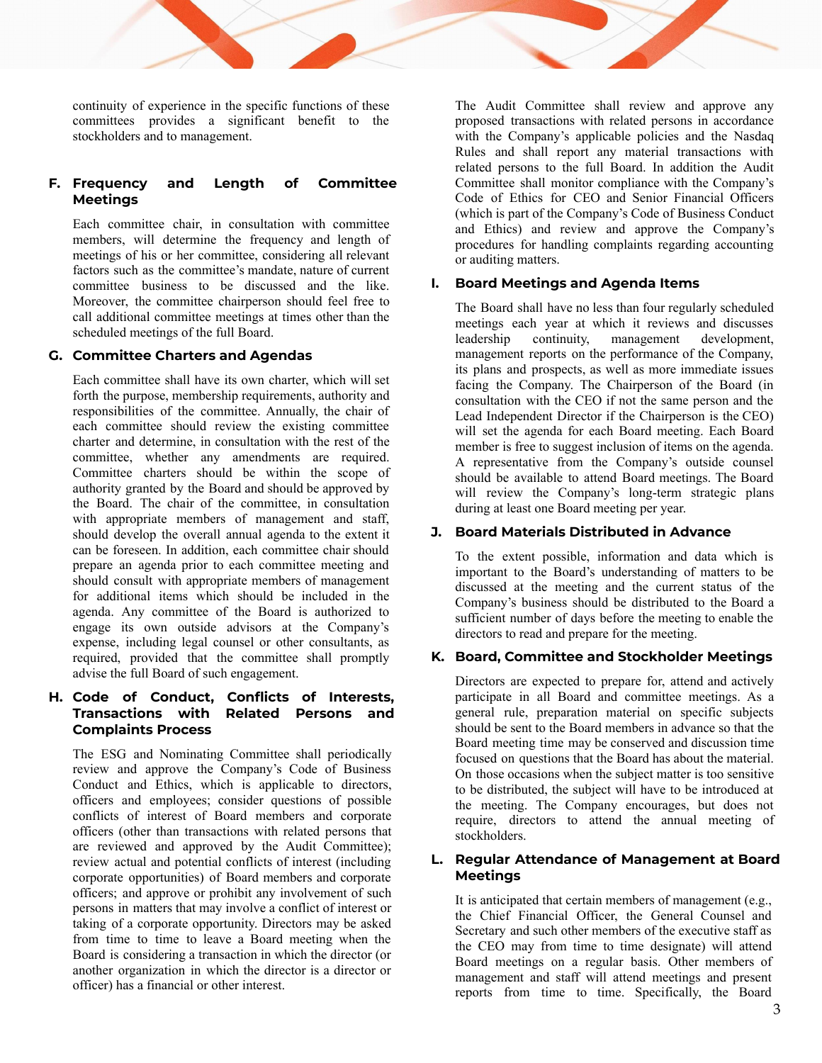continuity of experience in the specific functions of these committees provides a significant benefit to the stockholders and to management.

### F. Frequency and Length of Committee Meetings

Each committee chair, in consultation with committee members, will determine the frequency and length of meetings of his or her committee, considering all relevant factors such as the committee's mandate, nature of current committee business to be discussed and the like. Moreover, the committee chairperson should feel free to call additional committee meetings at times other than the scheduled meetings of the full Board.

### G. Committee Charters and Agendas

Each committee shall have its own charter, which will set forth the purpose, membership requirements, authority and responsibilities of the committee. Annually, the chair of each committee should review the existing committee charter and determine, in consultation with the rest of the committee, whether any amendments are required. Committee charters should be within the scope of authority granted by the Board and should be approved by the Board. The chair of the committee, in consultation with appropriate members of management and staff, should develop the overall annual agenda to the extent it can be foreseen. In addition, each committee chair should prepare an agenda prior to each committee meeting and should consult with appropriate members of management for additional items which should be included in the agenda. Any committee of the Board is authorized to engage its own outside advisors at the Company's expense, including legal counsel or other consultants, as required, provided that the committee shall promptly advise the full Board of such engagement.

### H. Code of Conduct, Conflicts of Interests, Transactions with Related Persons and Complaints Process

The ESG and Nominating Committee shall periodically review and approve the Company's Code of Business Conduct and Ethics, which is applicable to directors, officers and employees; consider questions of possible conflicts of interest of Board members and corporate officers (other than transactions with related persons that are reviewed and approved by the Audit Committee); review actual and potential conflicts of interest (including corporate opportunities) of Board members and corporate officers; and approve or prohibit any involvement of such persons in matters that may involve a conflict of interest or taking of a corporate opportunity. Directors may be asked from time to time to leave a Board meeting when the Board is considering a transaction in which the director (or another organization in which the director is a director or officer) has a financial or other interest.

The Audit Committee shall review and approve any proposed transactions with related persons in accordance with the Company's applicable policies and the Nasdaq Rules and shall report any material transactions with related persons to the full Board. In addition the Audit Committee shall monitor compliance with the Company's Code of Ethics for CEO and Senior Financial Officers (which is part of the Company's Code of Business Conduct and Ethics) and review and approve the Company's procedures for handling complaints regarding accounting or auditing matters.

### I. Board Meetings and Agenda Items

The Board shall have no less than four regularly scheduled meetings each year at which it reviews and discusses leadership continuity, management development, management reports on the performance of the Company, its plans and prospects, as well as more immediate issues facing the Company. The Chairperson of the Board (in consultation with the CEO if not the same person and the Lead Independent Director if the Chairperson is the CEO) will set the agenda for each Board meeting. Each Board member is free to suggest inclusion of items on the agenda. A representative from the Company's outside counsel should be available to attend Board meetings. The Board will review the Company's long-term strategic plans during at least one Board meeting per year.

### J. Board Materials Distributed in Advance

To the extent possible, information and data which is important to the Board's understanding of matters to be discussed at the meeting and the current status of the Company's business should be distributed to the Board a sufficient number of days before the meeting to enable the directors to read and prepare for the meeting.

### K. Board, Committee and Stockholder Meetings

Directors are expected to prepare for, attend and actively participate in all Board and committee meetings. As a general rule, preparation material on specific subjects should be sent to the Board members in advance so that the Board meeting time may be conserved and discussion time focused on questions that the Board has about the material. On those occasions when the subject matter is too sensitive to be distributed, the subject will have to be introduced at the meeting. The Company encourages, but does not require, directors to attend the annual meeting of stockholders.

### L. Regular Attendance of Management at Board Meetings

It is anticipated that certain members of management (e.g., the Chief Financial Officer, the General Counsel and Secretary and such other members of the executive staff as the CEO may from time to time designate) will attend Board meetings on a regular basis. Other members of management and staff will attend meetings and present reports from time to time. Specifically, the Board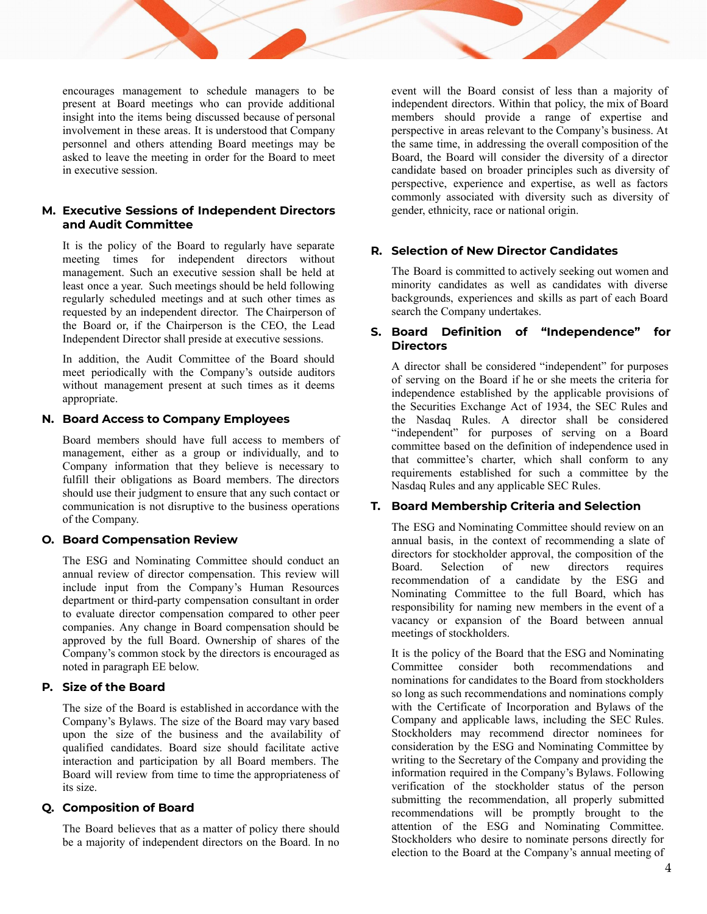encourages management to schedule managers to be present at Board meetings who can provide additional insight into the items being discussed because of personal involvement in these areas. It is understood that Company personnel and others attending Board meetings may be asked to leave the meeting in order for the Board to meet in executive session.

## M. Executive Sessions of Independent Directors and Audit Committee

It is the policy of the Board to regularly have separate meeting times for independent directors without management. Such an executive session shall be held at least once a year. Such meetings should be held following regularly scheduled meetings and at such other times as requested by an independent director. The Chairperson of the Board or, if the Chairperson is the CEO, the Lead Independent Director shall preside at executive sessions.

In addition, the Audit Committee of the Board should meet periodically with the Company's outside auditors without management present at such times as it deems appropriate.

## N. Board Access to Company Employees

Board members should have full access to members of management, either as a group or individually, and to Company information that they believe is necessary to fulfill their obligations as Board members. The directors should use their judgment to ensure that any such contact or communication is not disruptive to the business operations of the Company.

## O. Board Compensation Review

The ESG and Nominating Committee should conduct an annual review of director compensation. This review will include input from the Company's Human Resources department or third-party compensation consultant in order to evaluate director compensation compared to other peer companies. Any change in Board compensation should be approved by the full Board. Ownership of shares of the Company's common stock by the directors is encouraged as noted in paragraph EE below.

## P. Size of the Board

The size of the Board is established in accordance with the Company's Bylaws. The size of the Board may vary based upon the size of the business and the availability of qualified candidates. Board size should facilitate active interaction and participation by all Board members. The Board will review from time to time the appropriateness of its size.

## Q. Composition of Board

The Board believes that as a matter of policy there should be a majority of independent directors on the Board. In no event will the Board consist of less than a majority of independent directors. Within that policy, the mix of Board members should provide a range of expertise and perspective in areas relevant to the Company's business. At the same time, in addressing the overall composition of the Board, the Board will consider the diversity of a director candidate based on broader principles such as diversity of perspective, experience and expertise, as well as factors commonly associated with diversity such as diversity of gender, ethnicity, race or national origin.

## R. Selection of New Director Candidates

The Board is committed to actively seeking out women and minority candidates as well as candidates with diverse backgrounds, experiences and skills as part of each Board search the Company undertakes.

## S. Board Definition of "Independence" for Directors

A director shall be considered "independent" for purposes of serving on the Board if he or she meets the criteria for independence established by the applicable provisions of the Securities Exchange Act of 1934, the SEC Rules and the Nasdaq Rules. A director shall be considered "independent" for purposes of serving on a Board committee based on the definition of independence used in that committee's charter, which shall conform to any requirements established for such a committee by the Nasdaq Rules and any applicable SEC Rules.

## T. Board Membership Criteria and Selection

The ESG and Nominating Committee should review on an annual basis, in the context of recommending a slate of directors for stockholder approval, the composition of the Board. Selection of new directors requires recommendation of a candidate by the ESG and Nominating Committee to the full Board, which has responsibility for naming new members in the event of a vacancy or expansion of the Board between annual meetings of stockholders.

It is the policy of the Board that the ESG and Nominating Committee consider both recommendations and nominations for candidates to the Board from stockholders so long as such recommendations and nominations comply with the Certificate of Incorporation and Bylaws of the Company and applicable laws, including the SEC Rules. Stockholders may recommend director nominees for consideration by the ESG and Nominating Committee by writing to the Secretary of the Company and providing the information required in the Company's Bylaws. Following verification of the stockholder status of the person submitting the recommendation, all properly submitted recommendations will be promptly brought to the attention of the ESG and Nominating Committee. Stockholders who desire to nominate persons directly for election to the Board at the Company's annual meeting of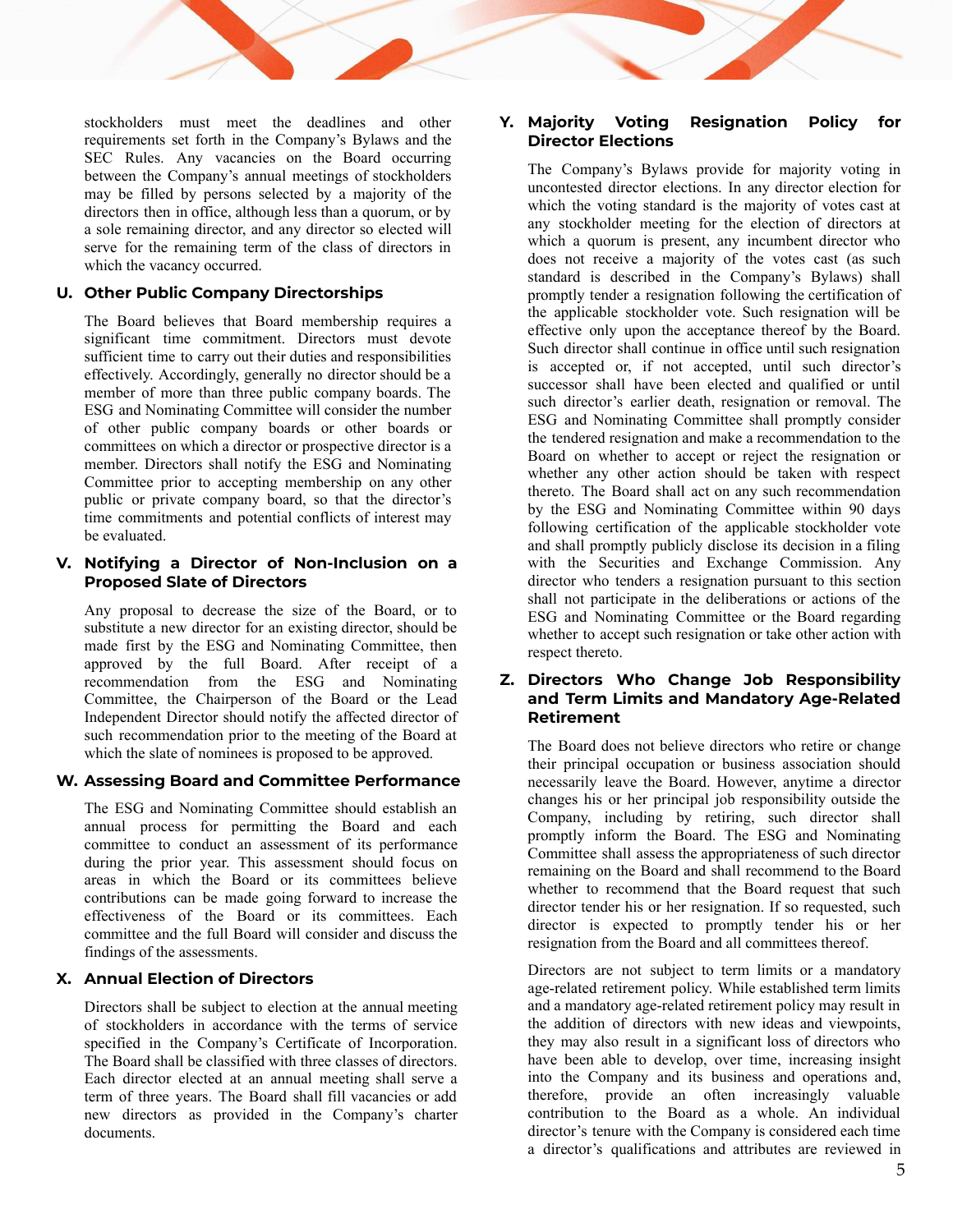stockholders must meet the deadlines and other requirements set forth in the Company's Bylaws and the SEC Rules. Any vacancies on the Board occurring between the Company's annual meetings of stockholders may be filled by persons selected by a majority of the directors then in office, although less than a quorum, or by a sole remaining director, and any director so elected will serve for the remaining term of the class of directors in which the vacancy occurred.

## U. Other Public Company Directorships

The Board believes that Board membership requires a significant time commitment. Directors must devote sufficient time to carry out their duties and responsibilities effectively. Accordingly, generally no director should be a member of more than three public company boards. The ESG and Nominating Committee will consider the number of other public company boards or other boards or committees on which a director or prospective director is a member. Directors shall notify the ESG and Nominating Committee prior to accepting membership on any other public or private company board, so that the director's time commitments and potential conflicts of interest may be evaluated.

## V. Notifying a Director of Non-Inclusion on a Proposed Slate of Directors

Any proposal to decrease the size of the Board, or to substitute a new director for an existing director, should be made first by the ESG and Nominating Committee, then approved by the full Board. After receipt of a recommendation from the ESG and Nominating Committee, the Chairperson of the Board or the Lead Independent Director should notify the affected director of such recommendation prior to the meeting of the Board at which the slate of nominees is proposed to be approved.

## W. Assessing Board and Committee Performance

The ESG and Nominating Committee should establish an annual process for permitting the Board and each committee to conduct an assessment of its performance during the prior year. This assessment should focus on areas in which the Board or its committees believe contributions can be made going forward to increase the effectiveness of the Board or its committees. Each committee and the full Board will consider and discuss the findings of the assessments.

## X. Annual Election of Directors

Directors shall be subject to election at the annual meeting of stockholders in accordance with the terms of service specified in the Company's Certificate of Incorporation. The Board shall be classified with three classes of directors. Each director elected at an annual meeting shall serve a term of three years. The Board shall fill vacancies or add new directors as provided in the Company's charter documents.

## Y. Majority Voting Resignation Policy for Director Elections

The Company's Bylaws provide for majority voting in uncontested director elections. In any director election for which the voting standard is the majority of votes cast at any stockholder meeting for the election of directors at which a quorum is present, any incumbent director who does not receive a majority of the votes cast (as such standard is described in the Company's Bylaws) shall promptly tender a resignation following the certification of the applicable stockholder vote. Such resignation will be effective only upon the acceptance thereof by the Board. Such director shall continue in office until such resignation is accepted or, if not accepted, until such director's successor shall have been elected and qualified or until such director's earlier death, resignation or removal. The ESG and Nominating Committee shall promptly consider the tendered resignation and make a recommendation to the Board on whether to accept or reject the resignation or whether any other action should be taken with respect thereto. The Board shall act on any such recommendation by the ESG and Nominating Committee within 90 days following certification of the applicable stockholder vote and shall promptly publicly disclose its decision in a filing with the Securities and Exchange Commission. Any director who tenders a resignation pursuant to this section shall not participate in the deliberations or actions of the ESG and Nominating Committee or the Board regarding whether to accept such resignation or take other action with respect thereto.

## Z. Directors Who Change Job Responsibility and Term Limits and Mandatory Age-Related Retirement

The Board does not believe directors who retire or change their principal occupation or business association should necessarily leave the Board. However, anytime a director changes his or her principal job responsibility outside the Company, including by retiring, such director shall promptly inform the Board. The ESG and Nominating Committee shall assess the appropriateness of such director remaining on the Board and shall recommend to the Board whether to recommend that the Board request that such director tender his or her resignation. If so requested, such director is expected to promptly tender his or her resignation from the Board and all committees thereof.

Directors are not subject to term limits or a mandatory age-related retirement policy. While established term limits and a mandatory age-related retirement policy may result in the addition of directors with new ideas and viewpoints, they may also result in a significant loss of directors who have been able to develop, over time, increasing insight into the Company and its business and operations and, therefore, provide an often increasingly valuable contribution to the Board as a whole. An individual director's tenure with the Company is considered each time a director's qualifications and attributes are reviewed in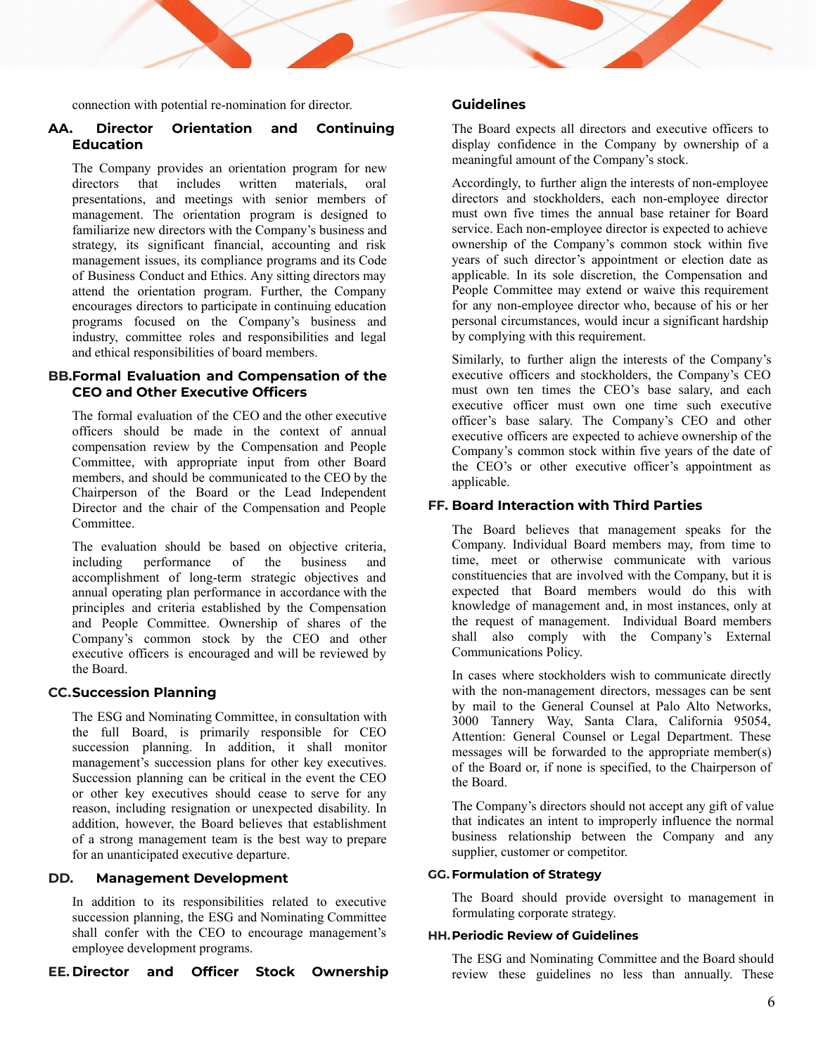connection with potential re-nomination for director.

## AA. Director Orientation and Continuing Education

The Company provides an orientation program for new directors that includes written materials, oral presentations, and meetings with senior members of management. The orientation program is designed to familiarize new directors with the Company's business and strategy, its significant financial, accounting and risk management issues, its compliance programs and its Code of Business Conduct and Ethics. Any sitting directors may attend the orientation program. Further, the Company encourages directors to participate in continuing education programs focused on the Company's business and industry, committee roles and responsibilities and legal and ethical responsibilities of board members.

## BB. Formal Evaluation and Compensation of the CEO and Other Executive Officers

The formal evaluation of the CEO and the other executive officers should be made in the context of annual compensation review by the Compensation and People Committee, with appropriate input from other Board members, and should be communicated to the CEO by the Chairperson of the Board or the Lead Independent Director and the chair of the Compensation and People Committee.

The evaluation should be based on objective criteria, including performance of the business and accomplishment of long-term strategic objectives and annual operating plan performance in accordance with the principles and criteria established by the Compensation and People Committee. Ownership of shares of the Company's common stock by the CEO and other executive officers is encouraged and will be reviewed by the Board.

## CC. Succession Planning

The ESG and Nominating Committee, in consultation with the full Board, is primarily responsible for CEO succession planning. In addition, it shall monitor management's succession plans for other key executives. Succession planning can be critical in the event the CEO or other key executives should cease to serve for any reason, including resignation or unexpected disability. In addition, however, the Board believes that establishment of a strong management team is the best way to prepare for an unanticipated executive departure.

## DD. Management Development

In addition to its responsibilities related to executive succession planning, the ESG and Nominating Committee shall confer with the CEO to encourage management's employee development programs.

## EE. Director and Officer Stock Ownership Guidelines

The Board expects all directors and executive officers to display confidence in the Company by ownership of a meaningful amount of the Company's stock.

Accordingly, to further align the interests of non-employee directors and stockholders, each non-employee director must own five times the annual base retainer for Board service. Each non-employee director is expected to achieve ownership of the Company's common stock within five years of such director's appointment or election date as applicable. In its sole discretion, the Compensation and People Committee may extend or waive this requirement for any non-employee director who, because of his or her personal circumstances, would incur a significant hardship by complying with this requirement.

Similarly, to further align the interests of the Company's executive officers and stockholders, the Company's CEO must own ten times the CEO's base salary, and each executive officer must own one time such executive officer's base salary. The Company's CEO and other executive officers are expected to achieve ownership of the Company's common stock within five years of the date of the CEO's or other executive officer's appointment as applicable.

## FF. Board Interaction with Third Parties

The Board believes that management speaks for the Company. Individual Board members may, from time to time, meet or otherwise communicate with various constituencies that are involved with the Company, but it is expected that Board members would do this with knowledge of management and, in most instances, only at the request of management. Individual Board members shall also comply with the Company's External Communications Policy.

In cases where stockholders wish to communicate directly with the non-management directors, messages can be sent by mail to the General Counsel at Palo Alto Networks, 3000 Tannery Way, Santa Clara, California 95054, Attention: General Counsel or Legal Department. These messages will be forwarded to the appropriate member(s) of the Board or, if none is specified, to the Chairperson of the Board.

The Company's directors should not accept any gift of value that indicates an intent to improperly influence the normal business relationship between the Company and any supplier, customer or competitor.

## GG. Formulation of Strategy

The Board should provide oversight to management in formulating corporate strategy.

## HH. Periodic Review of Guidelines

The ESG and Nominating Committee and the Board should review these guidelines no less than annually. These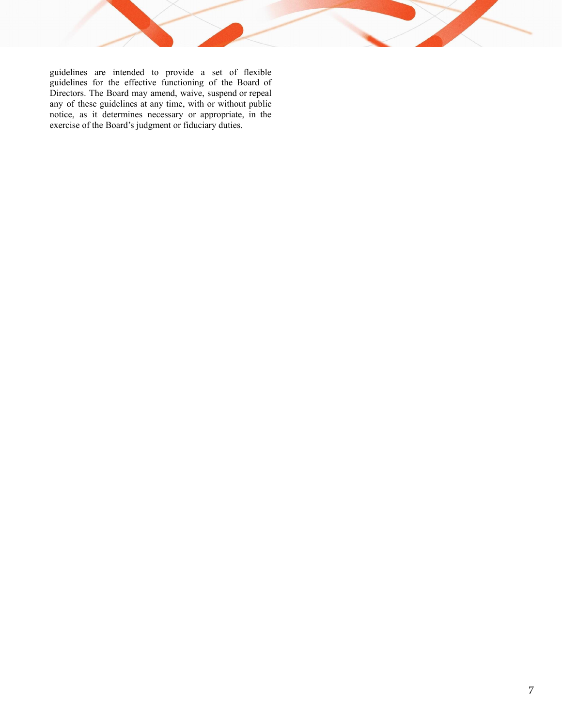guidelines are intended to provide a set of flexible guidelines for the effective functioning of the Board of Directors. The Board may amend, waive, suspend or repeal any of these guidelines at any time, with or without public notice, as it determines necessary or appropriate, in the exercise of the Board's judgment or fiduciary duties.